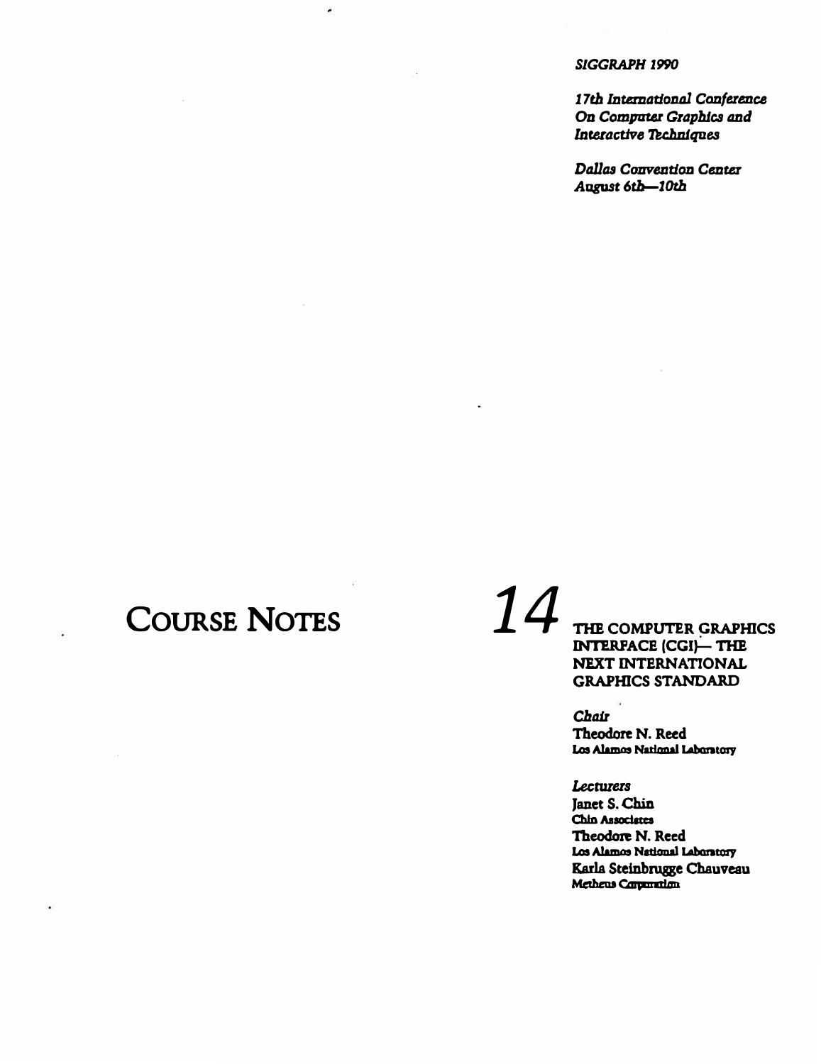*SIGGRAPH 1990*

*17th International Conference On Computer Graphics and Interactive Techniques*

*Dallas Convention Center*
*August 6th—10th*

# COURSE NOTES

# 14

## THE COMPUTER GRAPHICS INTERFACE (CGI)— THE NEXT INTERNATIONAL GRAPHICS STANDARD

*Chair*

**Theodore N. Reed**
Los Alamos National Laboratory

*Lecturers*

**Janet S. Chin**
Chin Associates

**Theodore N. Reed**
Los Alamos National Laboratory

**Karla Steinbrugge Chauveau**
Metheus Corporation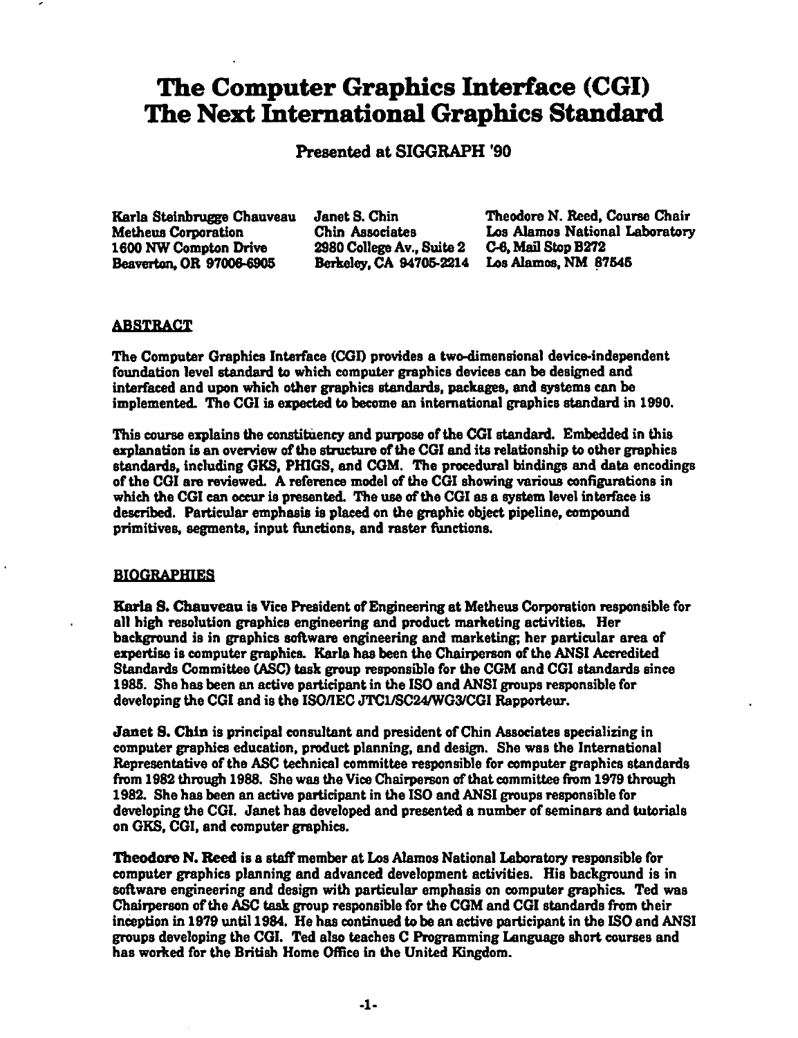# The Computer Graphics Interface (CGI)
# The Next International Graphics Standard

**Presented at SIGGRAPH '90**

| | | |
|---|---|---|
| Karla Steinbrugge Chauveau | Janet S. Chin | Theodore N. Reed, Course Chair |
| Metheus Corporation | Chin Associates | Los Alamos National Laboratory |
| 1600 NW Compton Drive | 2980 College Av., Suite 2 | C-6, Mail Stop B272 |
| Beaverton, OR 97006-6905 | Berkeley, CA 94705-2214 | Los Alamos, NM 87545 |

## ABSTRACT

The Computer Graphics Interface (CGI) provides a two-dimensional device-independent foundation level standard to which computer graphics devices can be designed and interfaced and upon which other graphics standards, packages, and systems can be implemented. The CGI is expected to become an international graphics standard in 1990.

This course explains the constituency and purpose of the CGI standard. Embedded in this explanation is an overview of the structure of the CGI and its relationship to other graphics standards, including GKS, PHIGS, and CGM. The procedural bindings and data encodings of the CGI are reviewed. A reference model of the CGI showing various configurations in which the CGI can occur is presented. The use of the CGI as a system level interface is described. Particular emphasis is placed on the graphic object pipeline, compound primitives, segments, input functions, and raster functions.

## BIOGRAPHIES

**Karla S. Chauveau** is Vice President of Engineering at Metheus Corporation responsible for all high resolution graphics engineering and product marketing activities. Her background is in graphics software engineering and marketing; her particular area of expertise is computer graphics. Karla has been the Chairperson of the ANSI Accredited Standards Committee (ASC) task group responsible for the CGM and CGI standards since 1985. She has been an active participant in the ISO and ANSI groups responsible for developing the CGI and is the ISO/IEC JTC1/SC24/WG3/CGI Rapporteur.

**Janet S. Chin** is principal consultant and president of Chin Associates specializing in computer graphics education, product planning, and design. She was the International Representative of the ASC technical committee responsible for computer graphics standards from 1982 through 1988. She was the Vice Chairperson of that committee from 1979 through 1982. She has been an active participant in the ISO and ANSI groups responsible for developing the CGI. Janet has developed and presented a number of seminars and tutorials on GKS, CGI, and computer graphics.

**Theodore N. Reed** is a staff member at Los Alamos National Laboratory responsible for computer graphics planning and advanced development activities. His background is in software engineering and design with particular emphasis on computer graphics. Ted was Chairperson of the ASC task group responsible for the CGM and CGI standards from their inception in 1979 until 1984. He has continued to be an active participant in the ISO and ANSI groups developing the CGI. Ted also teaches C Programming Language short courses and has worked for the British Home Office in the United Kingdom.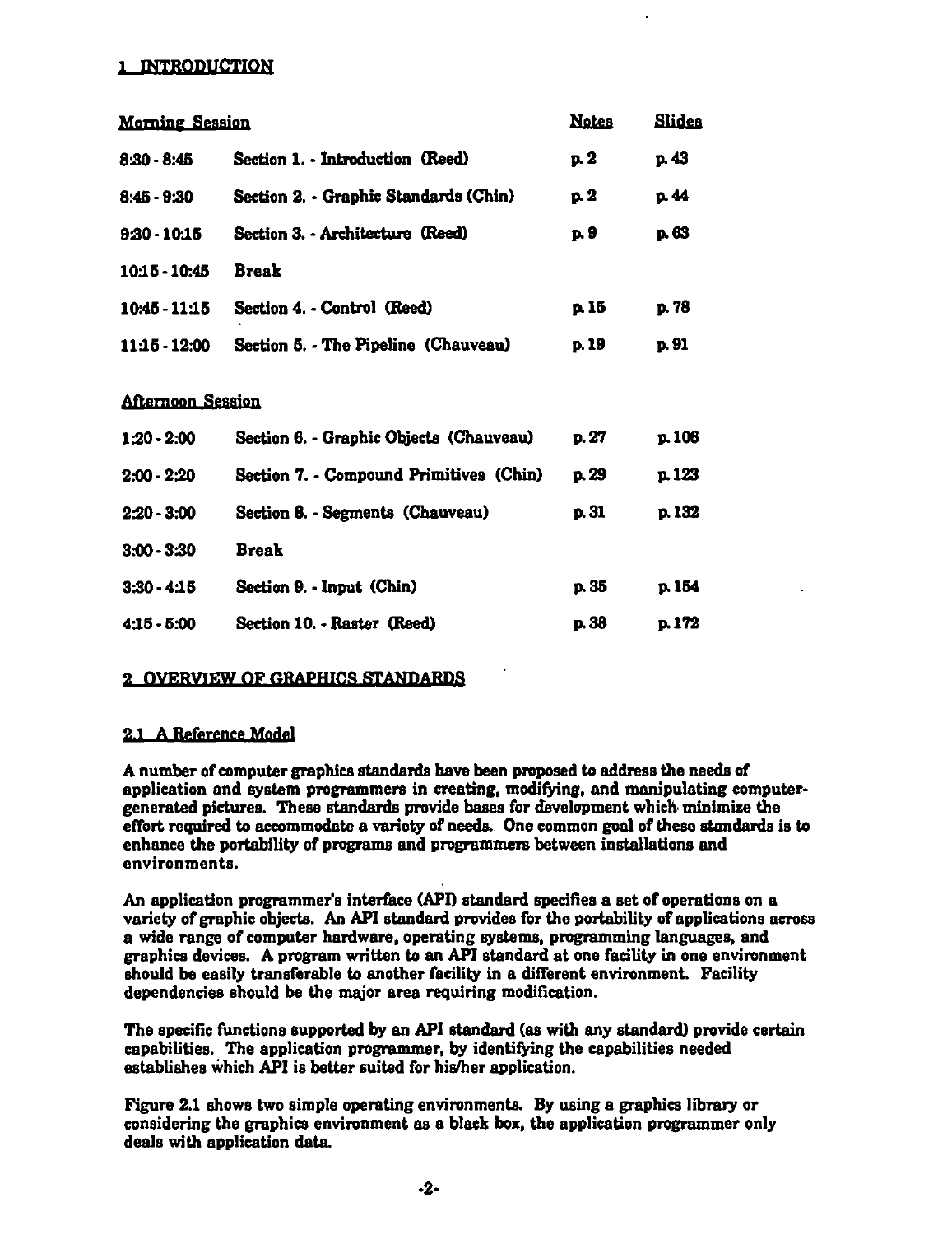## 1 INTRODUCTION

| Morning Session | | Notes | Slides |
|---|---|---|---|
| 8:30 - 8:45 | Section 1. - Introduction (Reed) | p. 2 | p. 43 |
| 8:45 - 9:30 | Section 2. - Graphic Standards (Chin) | p. 2 | p. 44 |
| 9:30 - 10:15 | Section 3. - Architecture (Reed) | p. 9 | p. 63 |
| 10:15 - 10:45 | **Break** | | |
| 10:45 - 11:15 | Section 4. - Control (Reed) | p. 15 | p. 78 |
| 11:15 - 12:00 | Section 5. - The Pipeline (Chauveau) | p. 19 | p. 91 |

| Afternoon Session | | | |
|---|---|---|---|
| 1:20 - 2:00 | Section 6. - Graphic Objects (Chauveau) | p. 27 | p. 106 |
| 2:00 - 2:20 | Section 7. - Compound Primitives (Chin) | p. 29 | p. 123 |
| 2:20 - 3:00 | Section 8. - Segments (Chauveau) | p. 31 | p. 132 |
| 3:00 - 3:30 | **Break** | | |
| 3:30 - 4:15 | Section 9. - Input (Chin) | p. 35 | p. 154 |
| 4:15 - 5:00 | Section 10. - Raster (Reed) | p. 38 | p. 172 |

## 2 OVERVIEW OF GRAPHICS STANDARDS

### 2.1 A Reference Model

A number of computer graphics standards have been proposed to address the needs of application and system programmers in creating, modifying, and manipulating computer-generated pictures. These standards provide bases for development which minimize the effort required to accommodate a variety of needs. One common goal of these standards is to enhance the portability of programs and programmers between installations and environments.

An application programmer's interface (API) standard specifies a set of operations on a variety of graphic objects. An API standard provides for the portability of applications across a wide range of computer hardware, operating systems, programming languages, and graphics devices. A program written to an API standard at one facility in one environment should be easily transferable to another facility in a different environment. Facility dependencies should be the major area requiring modification.

The specific functions supported by an API standard (as with any standard) provide certain capabilities. The application programmer, by identifying the capabilities needed establishes which API is better suited for his/her application.

Figure 2.1 shows two simple operating environments. By using a graphics library or considering the graphics environment as a black box, the application programmer only deals with application data.